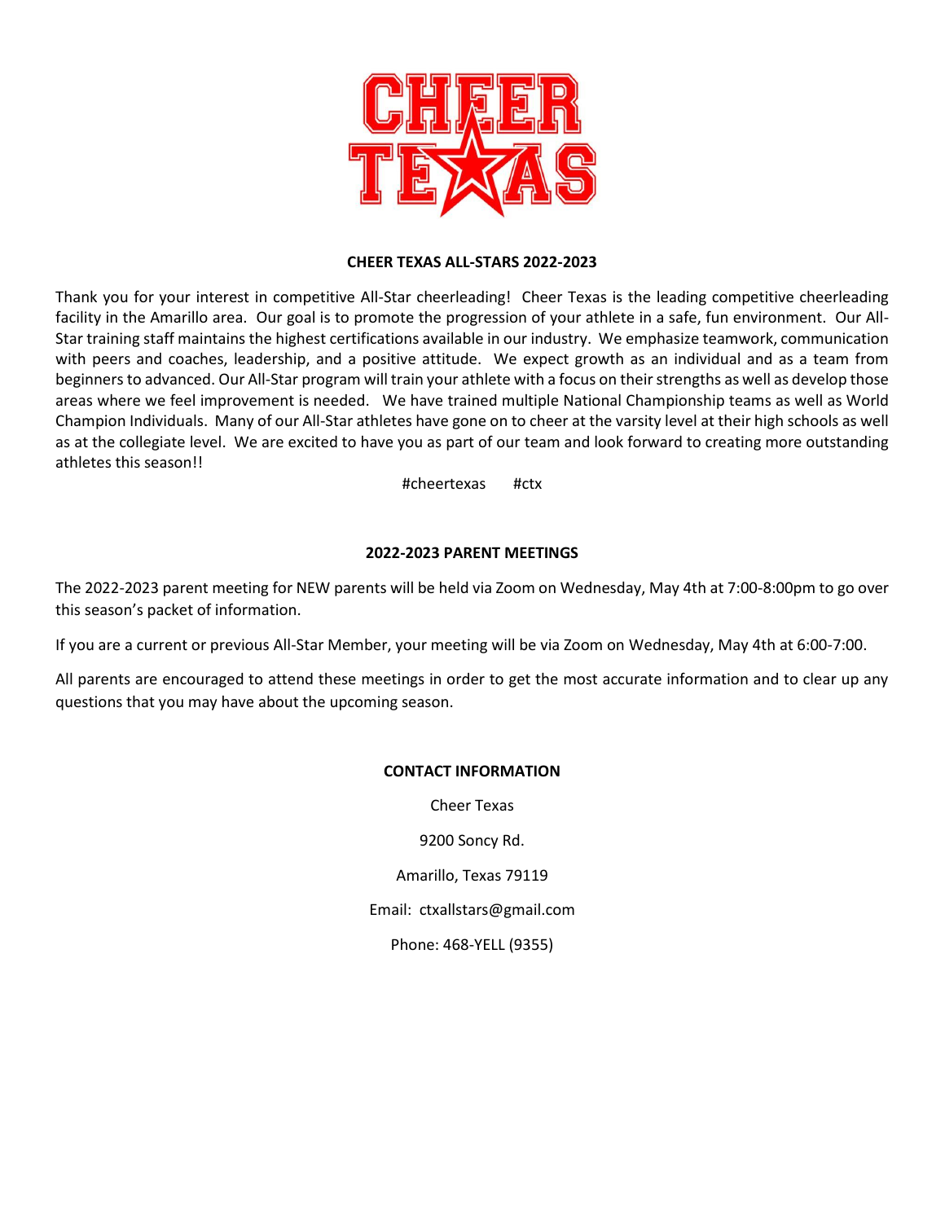# CHEER TEXAS ALL-STARS 2022-2023

Thank you for your interest in competitive All-Star cheerleading! Cheer Texas is the leading competitive cheerleading facility in the Amarillo area. Our goal is to promote the progression of your athlete in a safe, fun environment. Our All-Star training staff maintains the highest certifications available in our industry. We emphasize teamwork, communication with peers and coaches, leadership, and a positive attitude. We expect growth as an individual and as a team from beginners to advanced. Our All-Star program will train your athlete with a focus on their strengths as well as develop those areas where we feel improvement is needed. We have trained multiple National Championship teams as well as World Champion Individuals. Many of our All-Star athletes have gone on to cheer at the varsity level at their high schools as well as at the collegiate level. We are excited to have you as part of our team and look forward to creating more outstanding athletes this season!!

#cheertexas #ctx

## 2022-2023 PARENT MEETINGS

The 2022-2023 parent meeting for NEW parents will be held via Zoom on Wednesday, May 4th at 7:00-8:00pm to go over this season's packet of information.

If you are a current or previous All-Star Member, your meeting will be via Zoom on Wednesday, May 4th at 6:00-7:00.

All parents are encouraged to attend these meetings in order to get the most accurate information and to clear up any questions that you may have about the upcoming season.

## CONTACT INFORMATION

Cheer Texas

9200 Soncy Rd.

Amarillo, Texas 79119

Email: ctxallstars@gmail.com

Phone: 468-YELL (9355)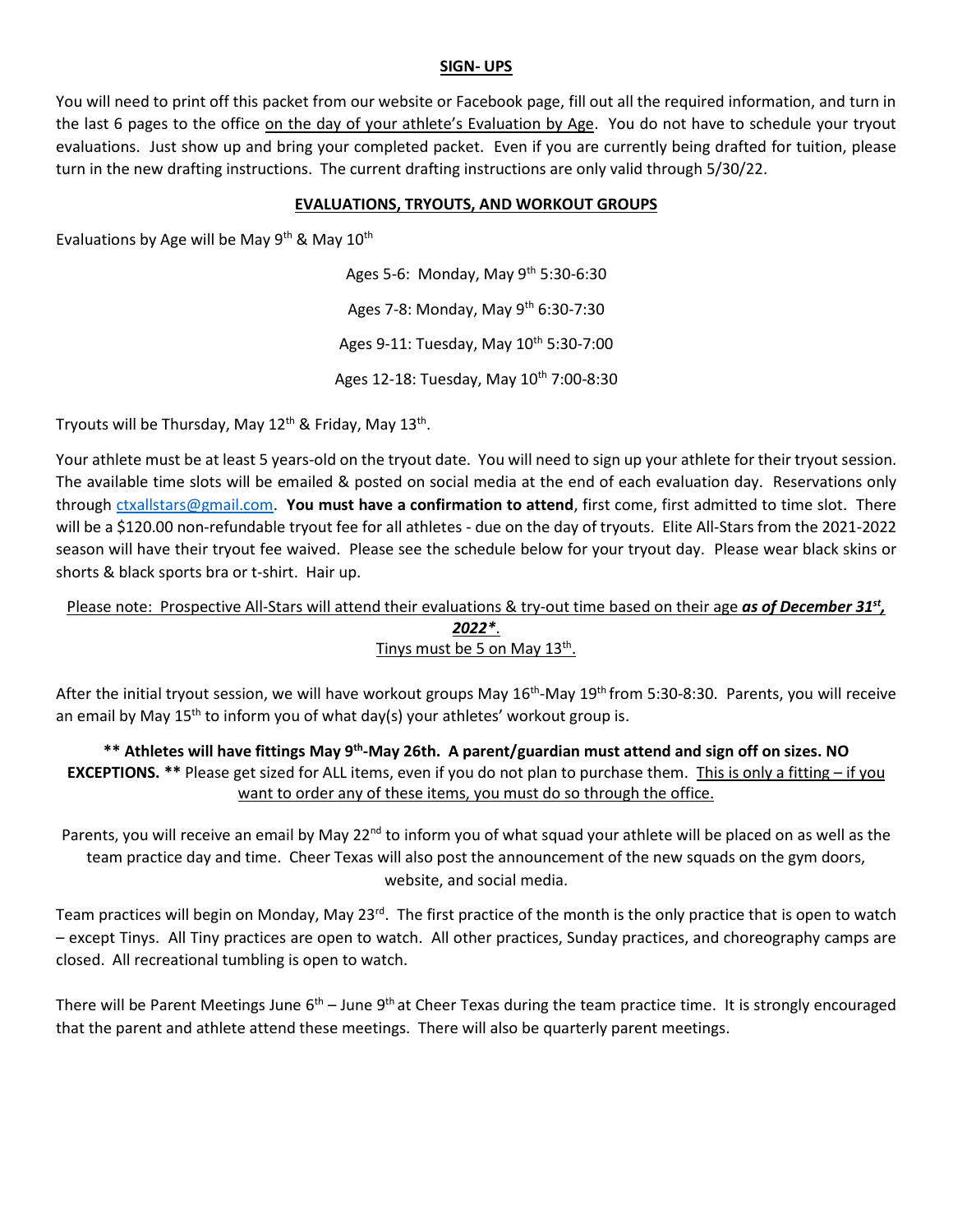## SIGN- UPS

You will need to print off this packet from our website or Facebook page, fill out all the required information, and turn in the last 6 pages to the office on the day of your athlete's Evaluation by Age. You do not have to schedule your tryout evaluations. Just show up and bring your completed packet. Even if you are currently being drafted for tuition, please turn in the new drafting instructions. The current drafting instructions are only valid through 5/30/22.

## EVALUATIONS, TRYOUTS, AND WORKOUT GROUPS

Evaluations by Age will be May 9th & May 10th

Ages 5-6: Monday, May 9th 5:30-6:30

Ages 7-8: Monday, May 9th 6:30-7:30

Ages 9-11: Tuesday, May 10th 5:30-7:00

Ages 12-18: Tuesday, May 10th 7:00-8:30

Tryouts will be Thursday, May 12th & Friday, May 13th.

Your athlete must be at least 5 years-old on the tryout date. You will need to sign up your athlete for their tryout session. The available time slots will be emailed & posted on social media at the end of each evaluation day. Reservations only through ctxallstars@gmail.com. **You must have a confirmation to attend**, first come, first admitted to time slot. There will be a $120.00 non-refundable tryout fee for all athletes - due on the day of tryouts. Elite All-Stars from the 2021-2022 season will have their tryout fee waived. Please see the schedule below for your tryout day. Please wear black skins or shorts & black sports bra or t-shirt. Hair up.

Please note: Prospective All-Stars will attend their evaluations & try-out time based on their age ***as of December 31st, 2022****.
Tinys must be 5 on May 13th.

After the initial tryout session, we will have workout groups May 16th-May 19th from 5:30-8:30. Parents, you will receive an email by May 15th to inform you of what day(s) your athletes' workout group is.

**** Athletes will have fittings May 9th-May 26th. A parent/guardian must attend and sign off on sizes. NO EXCEPTIONS. **** Please get sized for ALL items, even if you do not plan to purchase them. This is only a fitting – if you want to order any of these items, you must do so through the office.

Parents, you will receive an email by May 22nd to inform you of what squad your athlete will be placed on as well as the team practice day and time. Cheer Texas will also post the announcement of the new squads on the gym doors, website, and social media.

Team practices will begin on Monday, May 23rd. The first practice of the month is the only practice that is open to watch – except Tinys. All Tiny practices are open to watch. All other practices, Sunday practices, and choreography camps are closed. All recreational tumbling is open to watch.

There will be Parent Meetings June 6th – June 9th at Cheer Texas during the team practice time. It is strongly encouraged that the parent and athlete attend these meetings. There will also be quarterly parent meetings.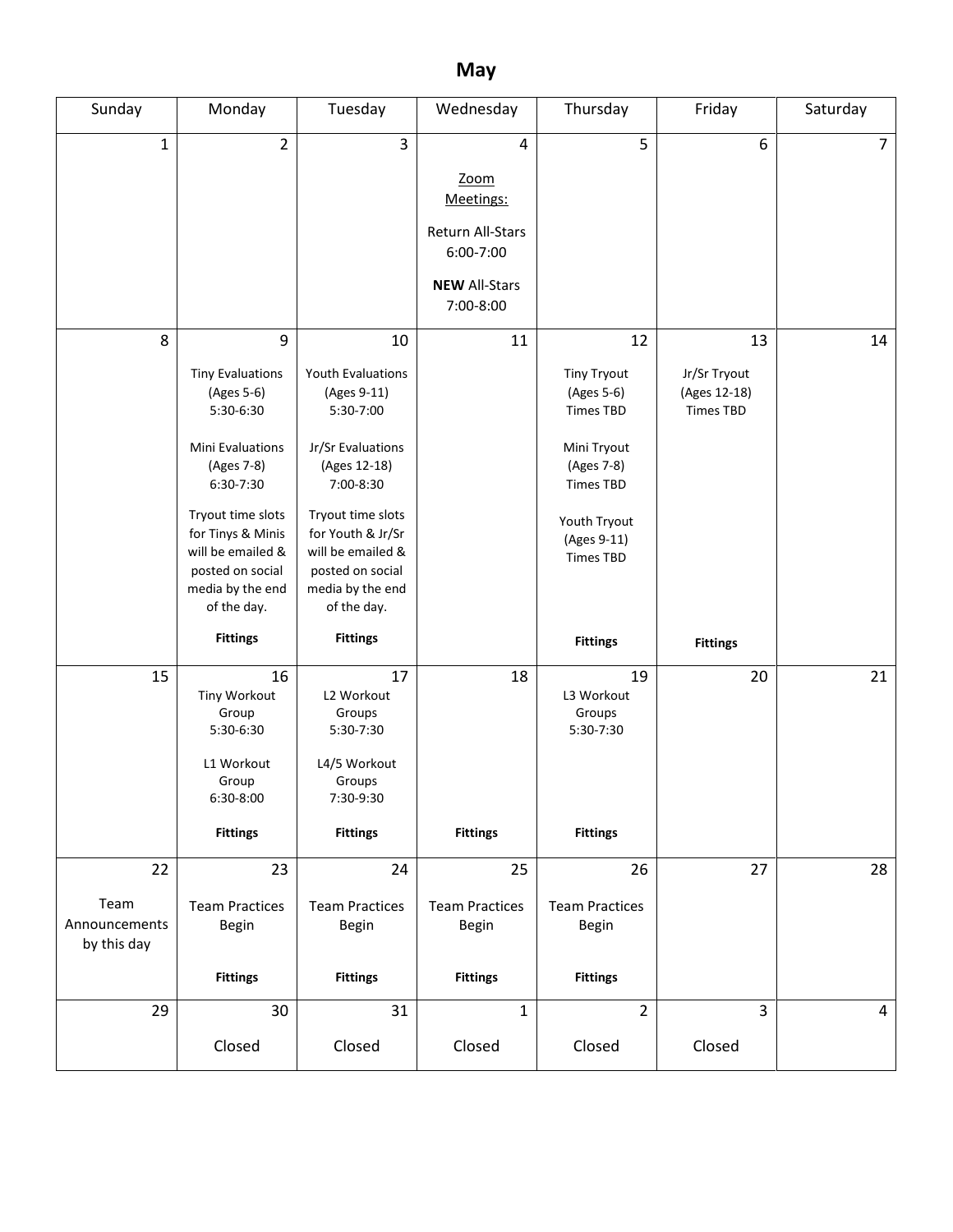# May

| Sunday | Monday | Tuesday | Wednesday | Thursday | Friday | Saturday |
|---|---|---|---|---|---|---|
| 1 | 2 | 3 | 4<br>Zoom Meetings:<br>Return All-Stars 6:00-7:00<br>**NEW** All-Stars 7:00-8:00 | 5 | 6 | 7 |
| 8 | 9<br>Tiny Evaluations (Ages 5-6) 5:30-6:30<br>Mini Evaluations (Ages 7-8) 6:30-7:30<br>Tryout time slots for Tinys & Minis will be emailed & posted on social media by the end of the day.<br>**Fittings** | 10<br>Youth Evaluations (Ages 9-11) 5:30-7:00<br>Jr/Sr Evaluations (Ages 12-18) 7:00-8:30<br>Tryout time slots for Youth & Jr/Sr will be emailed & posted on social media by the end of the day.<br>**Fittings** | 11 | 12<br>Tiny Tryout (Ages 5-6) Times TBD<br>Mini Tryout (Ages 7-8) Times TBD<br>Youth Tryout (Ages 9-11) Times TBD<br>**Fittings** | 13<br>Jr/Sr Tryout (Ages 12-18) Times TBD<br>**Fittings** | 14 |
| 15 | 16<br>Tiny Workout Group 5:30-6:30<br>L1 Workout Group 6:30-8:00<br>**Fittings** | 17<br>L2 Workout Groups 5:30-7:30<br>L4/5 Workout Groups 7:30-9:30<br>**Fittings** | 18<br>**Fittings** | 19<br>L3 Workout Groups 5:30-7:30<br>**Fittings** | 20 | 21 |
| 22<br>Team Announcements by this day | 23<br>Team Practices Begin<br>**Fittings** | 24<br>Team Practices Begin<br>**Fittings** | 25<br>Team Practices Begin<br>**Fittings** | 26<br>Team Practices Begin<br>**Fittings** | 27 | 28 |
| 29 | 30<br>Closed | 31<br>Closed | 1<br>Closed | 2<br>Closed | 3<br>Closed | 4 |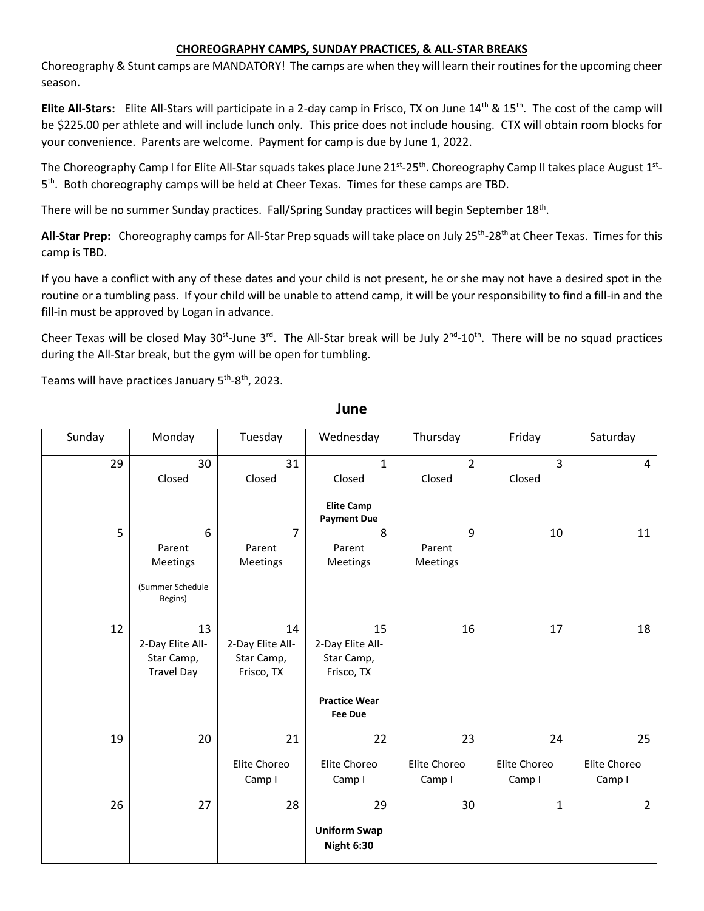## CHOREOGRAPHY CAMPS, SUNDAY PRACTICES, & ALL-STAR BREAKS

Choreography & Stunt camps are MANDATORY! The camps are when they will learn their routines for the upcoming cheer season.

**Elite All-Stars:** Elite All-Stars will participate in a 2-day camp in Frisco, TX on June 14th & 15th. The cost of the camp will be $225.00 per athlete and will include lunch only. This price does not include housing. CTX will obtain room blocks for your convenience. Parents are welcome. Payment for camp is due by June 1, 2022.

The Choreography Camp I for Elite All-Star squads takes place June 21st-25th. Choreography Camp II takes place August 1st-5th. Both choreography camps will be held at Cheer Texas. Times for these camps are TBD.

There will be no summer Sunday practices. Fall/Spring Sunday practices will begin September 18th.

**All-Star Prep:** Choreography camps for All-Star Prep squads will take place on July 25th-28th at Cheer Texas. Times for this camp is TBD.

If you have a conflict with any of these dates and your child is not present, he or she may not have a desired spot in the routine or a tumbling pass. If your child will be unable to attend camp, it will be your responsibility to find a fill-in and the fill-in must be approved by Logan in advance.

Cheer Texas will be closed May 30st-June 3rd. The All-Star break will be July 2nd-10th. There will be no squad practices during the All-Star break, but the gym will be open for tumbling.

Teams will have practices January 5th-8th, 2023.

## June

| Sunday | Monday | Tuesday | Wednesday | Thursday | Friday | Saturday |
|---|---|---|---|---|---|---|
| 29 | 30 Closed | 31 Closed | 1 Closed **Elite Camp Payment Due** | 2 Closed | 3 Closed | 4 |
| 5 | 6 Parent Meetings (Summer Schedule Begins) | 7 Parent Meetings | 8 Parent Meetings | 9 Parent Meetings | 10 | 11 |
| 12 | 13 2-Day Elite All-Star Camp, Travel Day | 14 2-Day Elite All-Star Camp, Frisco, TX | 15 2-Day Elite All-Star Camp, Frisco, TX **Practice Wear Fee Due** | 16 | 17 | 18 |
| 19 | 20 | 21 Elite Choreo Camp I | 22 Elite Choreo Camp I | 23 Elite Choreo Camp I | 24 Elite Choreo Camp I | 25 Elite Choreo Camp I |
| 26 | 27 | 28 | 29 **Uniform Swap Night 6:30** | 30 | 1 | 2 |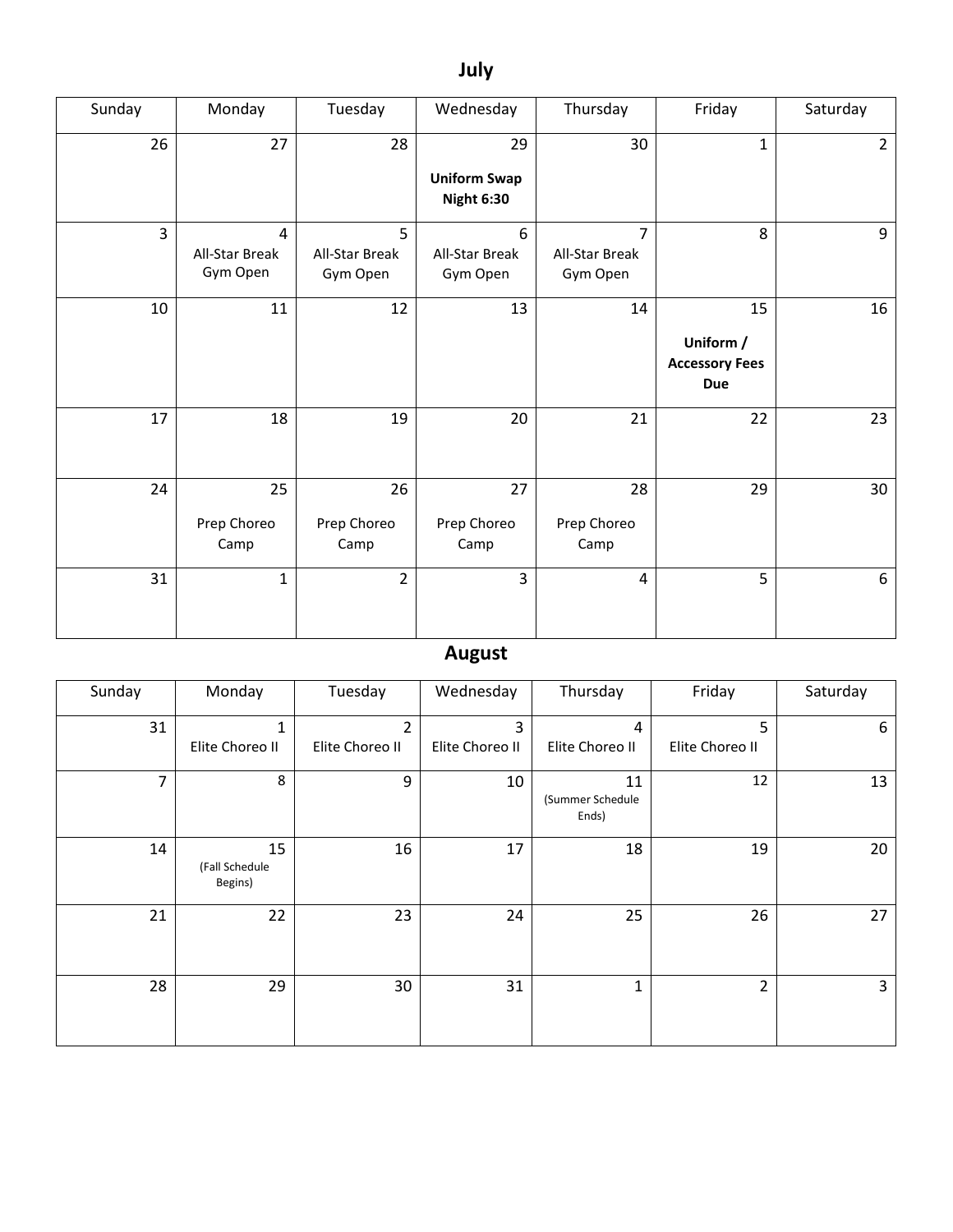## July

| Sunday | Monday | Tuesday | Wednesday | Thursday | Friday | Saturday |
|---|---|---|---|---|---|---|
| 26 | 27 | 28 | 29 **Uniform Swap Night 6:30** | 30 | 1 | 2 |
| 3 | 4 All-Star Break Gym Open | 5 All-Star Break Gym Open | 6 All-Star Break Gym Open | 7 All-Star Break Gym Open | 8 | 9 |
| 10 | 11 | 12 | 13 | 14 | 15 **Uniform / Accessory Fees Due** | 16 |
| 17 | 18 | 19 | 20 | 21 | 22 | 23 |
| 24 | 25 Prep Choreo Camp | 26 Prep Choreo Camp | 27 Prep Choreo Camp | 28 Prep Choreo Camp | 29 | 30 |
| 31 | 1 | 2 | 3 | 4 | 5 | 6 |

## August

| Sunday | Monday | Tuesday | Wednesday | Thursday | Friday | Saturday |
|---|---|---|---|---|---|---|
| 31 | 1 Elite Choreo II | 2 Elite Choreo II | 3 Elite Choreo II | 4 Elite Choreo II | 5 Elite Choreo II | 6 |
| 7 | 8 | 9 | 10 | 11 (Summer Schedule Ends) | 12 | 13 |
| 14 | 15 (Fall Schedule Begins) | 16 | 17 | 18 | 19 | 20 |
| 21 | 22 | 23 | 24 | 25 | 26 | 27 |
| 28 | 29 | 30 | 31 | 1 | 2 | 3 |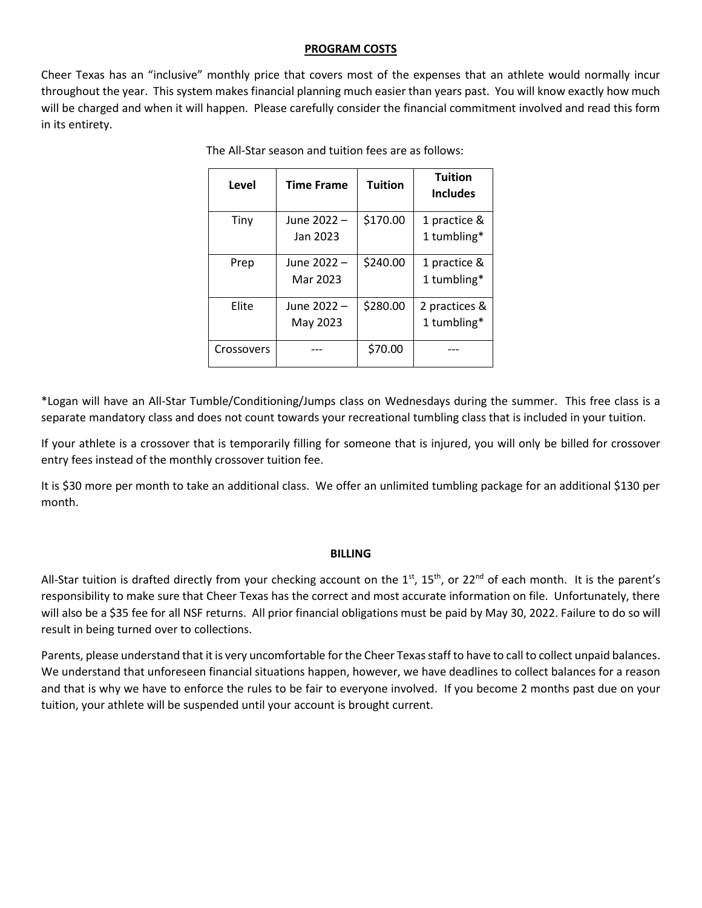## PROGRAM COSTS

Cheer Texas has an "inclusive" monthly price that covers most of the expenses that an athlete would normally incur throughout the year. This system makes financial planning much easier than years past. You will know exactly how much will be charged and when it will happen. Please carefully consider the financial commitment involved and read this form in its entirety.

The All-Star season and tuition fees are as follows:

| Level | Time Frame | Tuition | Tuition Includes |
|---|---|---|---|
| Tiny | June 2022 – Jan 2023 | $170.00 | 1 practice & 1 tumbling* |
| Prep | June 2022 – Mar 2023 | $240.00 | 1 practice & 1 tumbling* |
| Elite | June 2022 – May 2023 | $280.00 | 2 practices & 1 tumbling* |
| Crossovers | --- | $70.00 | --- |

*Logan will have an All-Star Tumble/Conditioning/Jumps class on Wednesdays during the summer. This free class is a separate mandatory class and does not count towards your recreational tumbling class that is included in your tuition.

If your athlete is a crossover that is temporarily filling for someone that is injured, you will only be billed for crossover entry fees instead of the monthly crossover tuition fee.

It is $30 more per month to take an additional class. We offer an unlimited tumbling package for an additional $130 per month.

## BILLING

All-Star tuition is drafted directly from your checking account on the 1st, 15th, or 22nd of each month. It is the parent's responsibility to make sure that Cheer Texas has the correct and most accurate information on file. Unfortunately, there will also be a $35 fee for all NSF returns. All prior financial obligations must be paid by May 30, 2022. Failure to do so will result in being turned over to collections.

Parents, please understand that it is very uncomfortable for the Cheer Texas staff to have to call to collect unpaid balances. We understand that unforeseen financial situations happen, however, we have deadlines to collect balances for a reason and that is why we have to enforce the rules to be fair to everyone involved. If you become 2 months past due on your tuition, your athlete will be suspended until your account is brought current.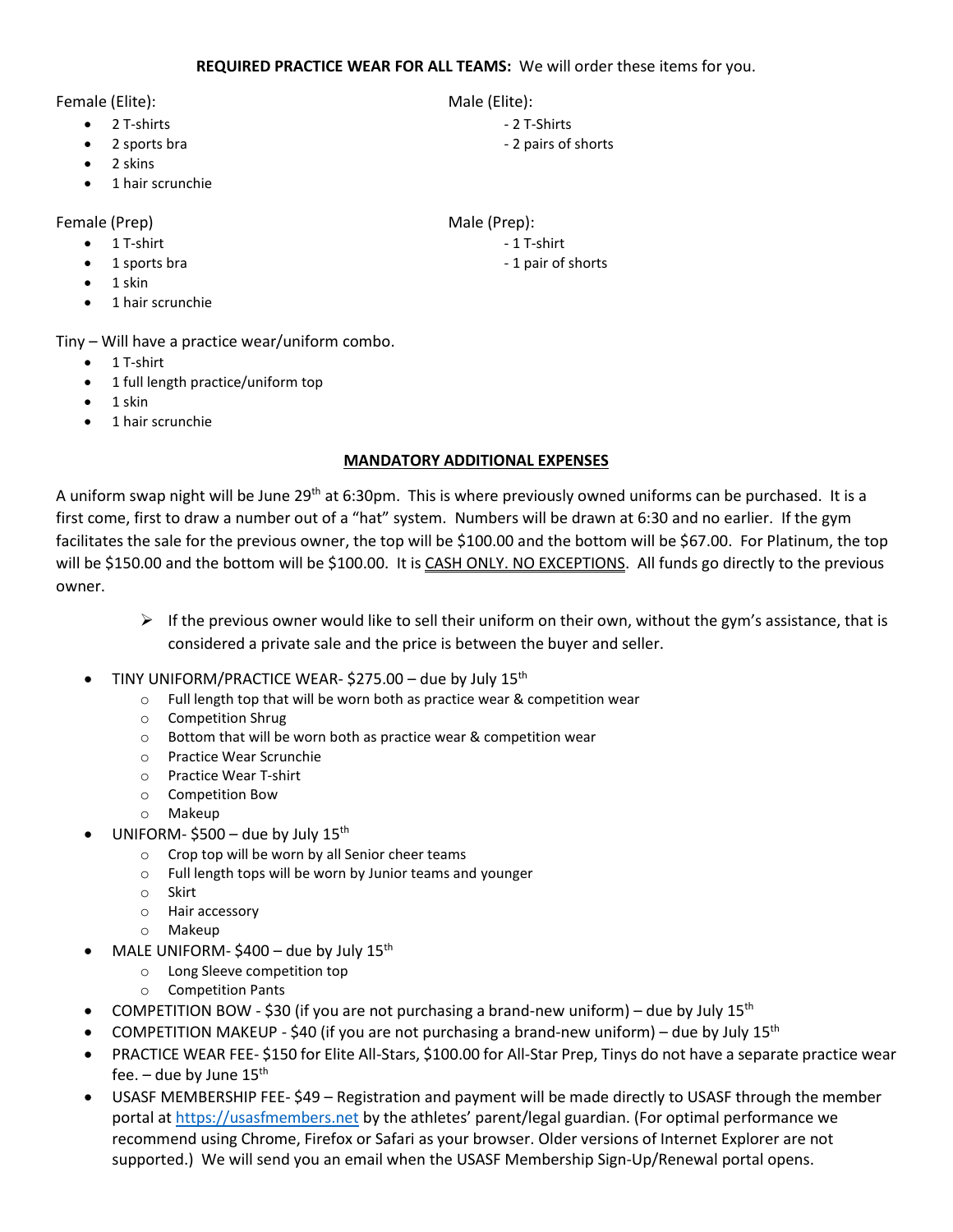**REQUIRED PRACTICE WEAR FOR ALL TEAMS:** We will order these items for you.

Female (Elite):

- 2 T-shirts
- 2 sports bra
- 2 skins
- 1 hair scrunchie

Male (Elite):

- 2 T-Shirts
- 2 pairs of shorts

Female (Prep)

- 1 T-shirt
- 1 sports bra
- 1 skin
- 1 hair scrunchie

Male (Prep):

- 1 T-shirt
- 1 pair of shorts

Tiny – Will have a practice wear/uniform combo.

- 1 T-shirt
- 1 full length practice/uniform top
- 1 skin
- 1 hair scrunchie

**MANDATORY ADDITIONAL EXPENSES**

A uniform swap night will be June 29th at 6:30pm. This is where previously owned uniforms can be purchased. It is a first come, first to draw a number out of a "hat" system. Numbers will be drawn at 6:30 and no earlier. If the gym facilitates the sale for the previous owner, the top will be $100.00 and the bottom will be $67.00. For Platinum, the top will be $150.00 and the bottom will be $100.00. It is CASH ONLY. NO EXCEPTIONS. All funds go directly to the previous owner.

> - If the previous owner would like to sell their uniform on their own, without the gym's assistance, that is considered a private sale and the price is between the buyer and seller.

- TINY UNIFORM/PRACTICE WEAR- $275.00 – due by July 15th
  - Full length top that will be worn both as practice wear & competition wear
  - Competition Shrug
  - Bottom that will be worn both as practice wear & competition wear
  - Practice Wear Scrunchie
  - Practice Wear T-shirt
  - Competition Bow
  - Makeup
- UNIFORM- $500 – due by July 15th
  - Crop top will be worn by all Senior cheer teams
  - Full length tops will be worn by Junior teams and younger
  - Skirt
  - Hair accessory
  - Makeup
- MALE UNIFORM- $400 – due by July 15th
  - Long Sleeve competition top
  - Competition Pants
- COMPETITION BOW - $30 (if you are not purchasing a brand-new uniform) – due by July 15th
- COMPETITION MAKEUP - $40 (if you are not purchasing a brand-new uniform) – due by July 15th
- PRACTICE WEAR FEE- $150 for Elite All-Stars, $100.00 for All-Star Prep, Tinys do not have a separate practice wear fee. – due by June 15th
- USASF MEMBERSHIP FEE- $49 – Registration and payment will be made directly to USASF through the member portal at https://usasfmembers.net by the athletes' parent/legal guardian. (For optimal performance we recommend using Chrome, Firefox or Safari as your browser. Older versions of Internet Explorer are not supported.) We will send you an email when the USASF Membership Sign-Up/Renewal portal opens.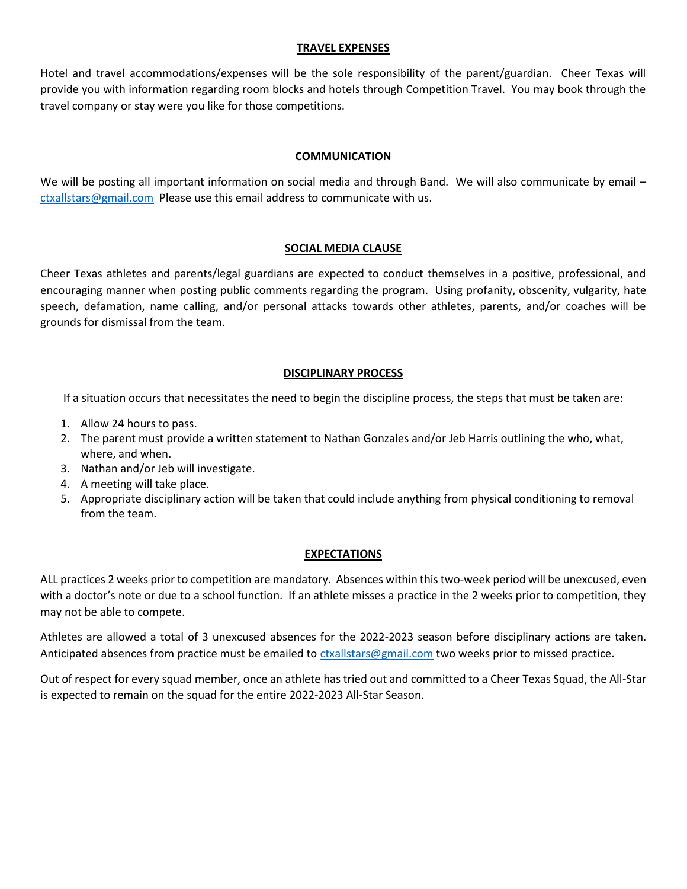## TRAVEL EXPENSES

Hotel and travel accommodations/expenses will be the sole responsibility of the parent/guardian. Cheer Texas will provide you with information regarding room blocks and hotels through Competition Travel. You may book through the travel company or stay were you like for those competitions.

## COMMUNICATION

We will be posting all important information on social media and through Band. We will also communicate by email – ctxallstars@gmail.com Please use this email address to communicate with us.

## SOCIAL MEDIA CLAUSE

Cheer Texas athletes and parents/legal guardians are expected to conduct themselves in a positive, professional, and encouraging manner when posting public comments regarding the program. Using profanity, obscenity, vulgarity, hate speech, defamation, name calling, and/or personal attacks towards other athletes, parents, and/or coaches will be grounds for dismissal from the team.

## DISCIPLINARY PROCESS

If a situation occurs that necessitates the need to begin the discipline process, the steps that must be taken are:

1. Allow 24 hours to pass.
2. The parent must provide a written statement to Nathan Gonzales and/or Jeb Harris outlining the who, what, where, and when.
3. Nathan and/or Jeb will investigate.
4. A meeting will take place.
5. Appropriate disciplinary action will be taken that could include anything from physical conditioning to removal from the team.

## EXPECTATIONS

ALL practices 2 weeks prior to competition are mandatory. Absences within this two-week period will be unexcused, even with a doctor's note or due to a school function. If an athlete misses a practice in the 2 weeks prior to competition, they may not be able to compete.

Athletes are allowed a total of 3 unexcused absences for the 2022-2023 season before disciplinary actions are taken. Anticipated absences from practice must be emailed to ctxallstars@gmail.com two weeks prior to missed practice.

Out of respect for every squad member, once an athlete has tried out and committed to a Cheer Texas Squad, the All-Star is expected to remain on the squad for the entire 2022-2023 All-Star Season.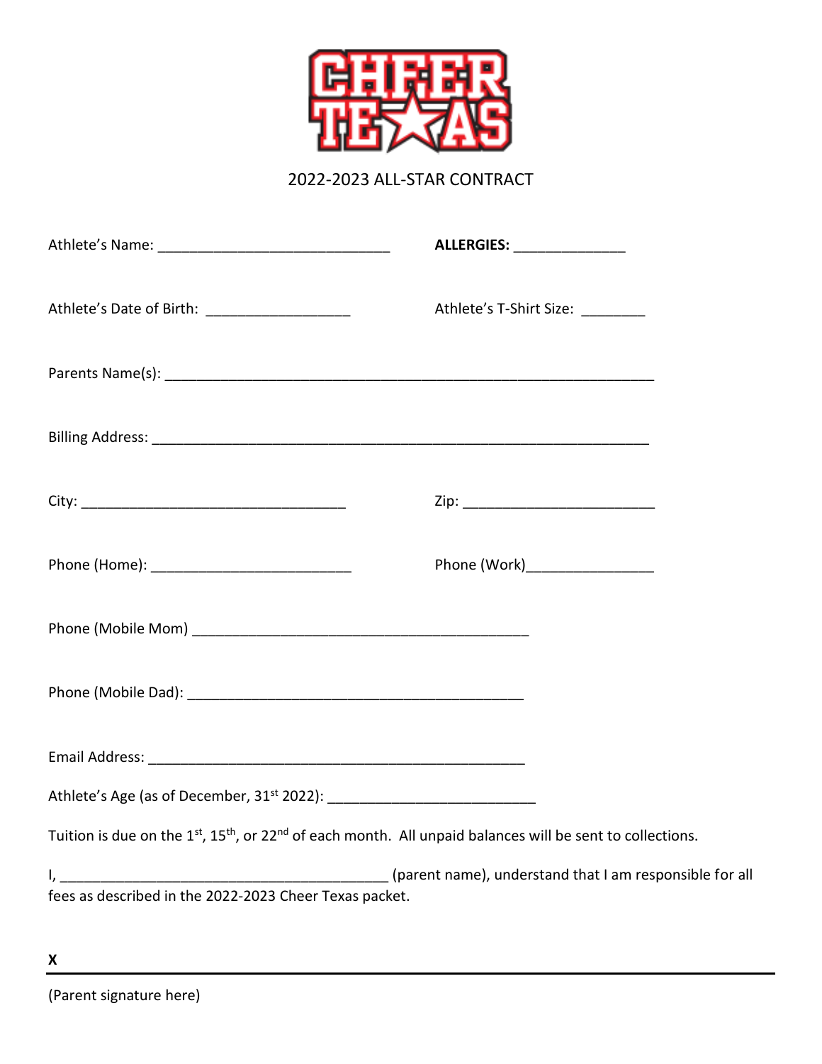CHEER TEXAS

2022-2023 ALL-STAR CONTRACT

Athlete's Name: ______________________________ **ALLERGIES:** ______________

Athlete's Date of Birth: __________________ Athlete's T-Shirt Size: ________

Parents Name(s): ________________________________________________________________

Billing Address: _________________________________________________________________

City: __________________________________ Zip: _________________________

Phone (Home): __________________________ Phone (Work)________________

Phone (Mobile Mom) ____________________________________________

Phone (Mobile Dad): ____________________________________________

Email Address: _________________________________________________

Athlete's Age (as of December, 31st 2022): ___________________________

Tuition is due on the 1st, 15th, or 22nd of each month. All unpaid balances will be sent to collections.

I, ____________________________________________ (parent name), understand that I am responsible for all fees as described in the 2022-2023 Cheer Texas packet.

**X**

(Parent signature here)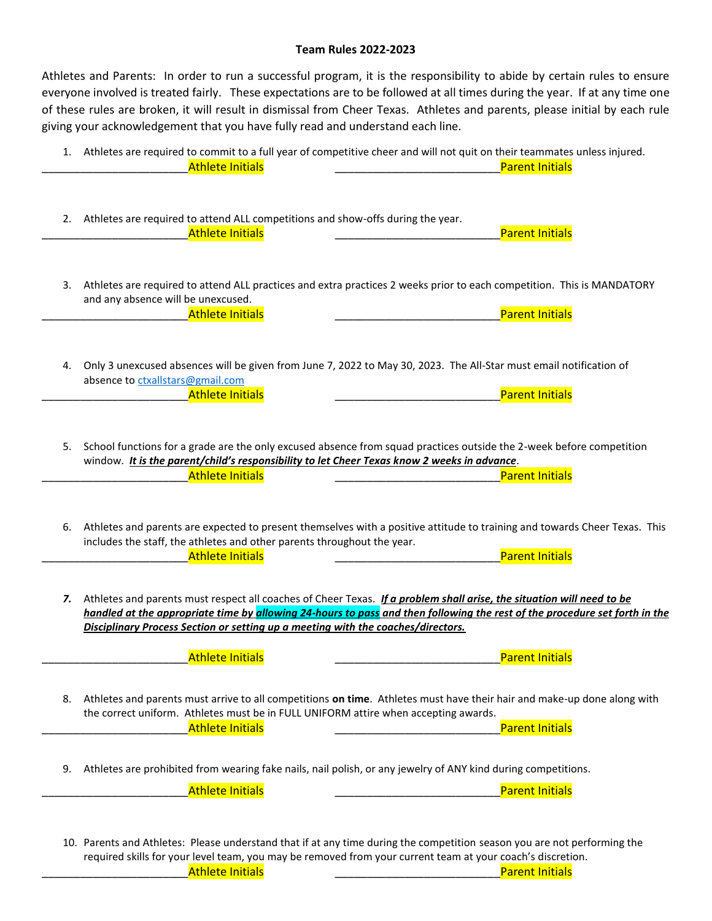**Team Rules 2022-2023**

Athletes and Parents: In order to run a successful program, it is the responsibility to abide by certain rules to ensure everyone involved is treated fairly. These expectations are to be followed at all times during the year. If at any time one of these rules are broken, it will result in dismissal from Cheer Texas. Athletes and parents, please initial by each rule giving your acknowledgement that you have fully read and understand each line.

1. Athletes are required to commit to a full year of competitive cheer and will not quit on their teammates unless injured.

________________________Athlete Initials ___________________________Parent Initials

2. Athletes are required to attend ALL competitions and show-offs during the year.

________________________Athlete Initials ___________________________Parent Initials

3. Athletes are required to attend ALL practices and extra practices 2 weeks prior to each competition. This is MANDATORY and any absence will be unexcused.

________________________Athlete Initials ___________________________Parent Initials

4. Only 3 unexcused absences will be given from June 7, 2022 to May 30, 2023. The All-Star must email notification of absence to ctxallstars@gmail.com

________________________Athlete Initials ___________________________Parent Initials

5. School functions for a grade are the only excused absence from squad practices outside the 2-week before competition window. ***It is the parent/child's responsibility to let Cheer Texas know 2 weeks in advance***.

________________________Athlete Initials ___________________________Parent Initials

6. Athletes and parents are expected to present themselves with a positive attitude to training and towards Cheer Texas. This includes the staff, the athletes and other parents throughout the year.

________________________Athlete Initials ___________________________Parent Initials

7. Athletes and parents must respect all coaches of Cheer Texas. ***If a problem shall arise, the situation will need to be handled at the appropriate time by allowing 24-hours to pass and then following the rest of the procedure set forth in the Disciplinary Process Section or setting up a meeting with the coaches/directors.***

________________________Athlete Initials ___________________________Parent Initials

8. Athletes and parents must arrive to all competitions **on time**. Athletes must have their hair and make-up done along with the correct uniform. Athletes must be in FULL UNIFORM attire when accepting awards.

________________________Athlete Initials ___________________________Parent Initials

9. Athletes are prohibited from wearing fake nails, nail polish, or any jewelry of ANY kind during competitions.

________________________Athlete Initials ___________________________Parent Initials

10. Parents and Athletes: Please understand that if at any time during the competition season you are not performing the required skills for your level team, you may be removed from your current team at your coach's discretion.

________________________Athlete Initials ___________________________Parent Initials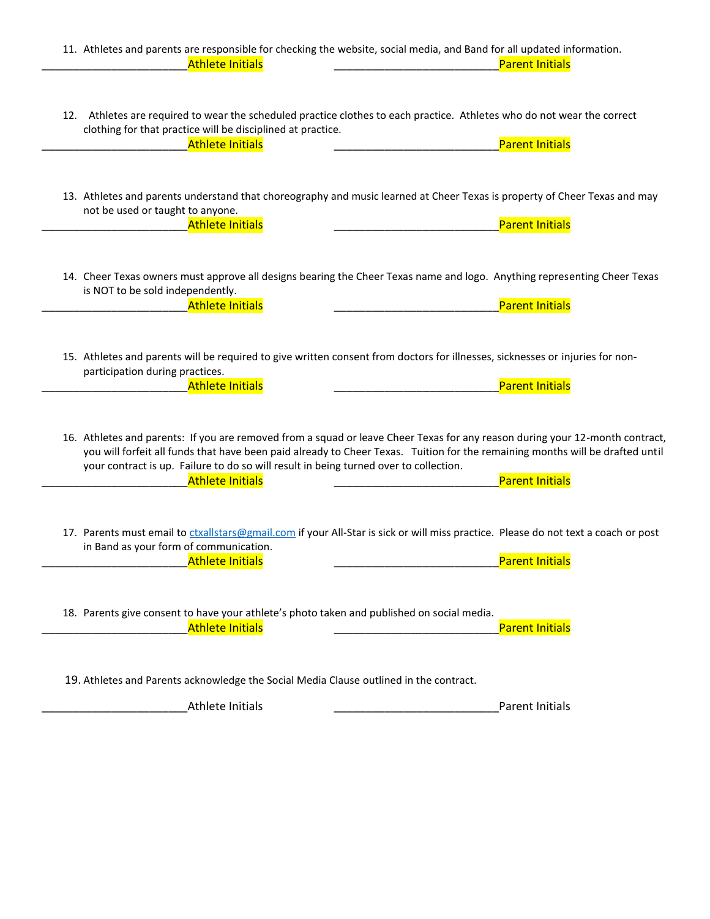11. Athletes and parents are responsible for checking the website, social media, and Band for all updated information.

________________________Athlete Initials ___________________________Parent Initials

12. Athletes are required to wear the scheduled practice clothes to each practice. Athletes who do not wear the correct clothing for that practice will be disciplined at practice.

________________________Athlete Initials ___________________________Parent Initials

13. Athletes and parents understand that choreography and music learned at Cheer Texas is property of Cheer Texas and may not be used or taught to anyone.

________________________Athlete Initials ___________________________Parent Initials

14. Cheer Texas owners must approve all designs bearing the Cheer Texas name and logo. Anything representing Cheer Texas is NOT to be sold independently.

________________________Athlete Initials ___________________________Parent Initials

15. Athletes and parents will be required to give written consent from doctors for illnesses, sicknesses or injuries for non-participation during practices.

________________________Athlete Initials ___________________________Parent Initials

16. Athletes and parents: If you are removed from a squad or leave Cheer Texas for any reason during your 12-month contract, you will forfeit all funds that have been paid already to Cheer Texas. Tuition for the remaining months will be drafted until your contract is up. Failure to do so will result in being turned over to collection.

________________________Athlete Initials ___________________________Parent Initials

17. Parents must email to ctxallstars@gmail.com if your All-Star is sick or will miss practice. Please do not text a coach or post in Band as your form of communication.

________________________Athlete Initials ___________________________Parent Initials

18. Parents give consent to have your athlete's photo taken and published on social media.

________________________Athlete Initials ___________________________Parent Initials

19. Athletes and Parents acknowledge the Social Media Clause outlined in the contract.

________________________Athlete Initials ___________________________Parent Initials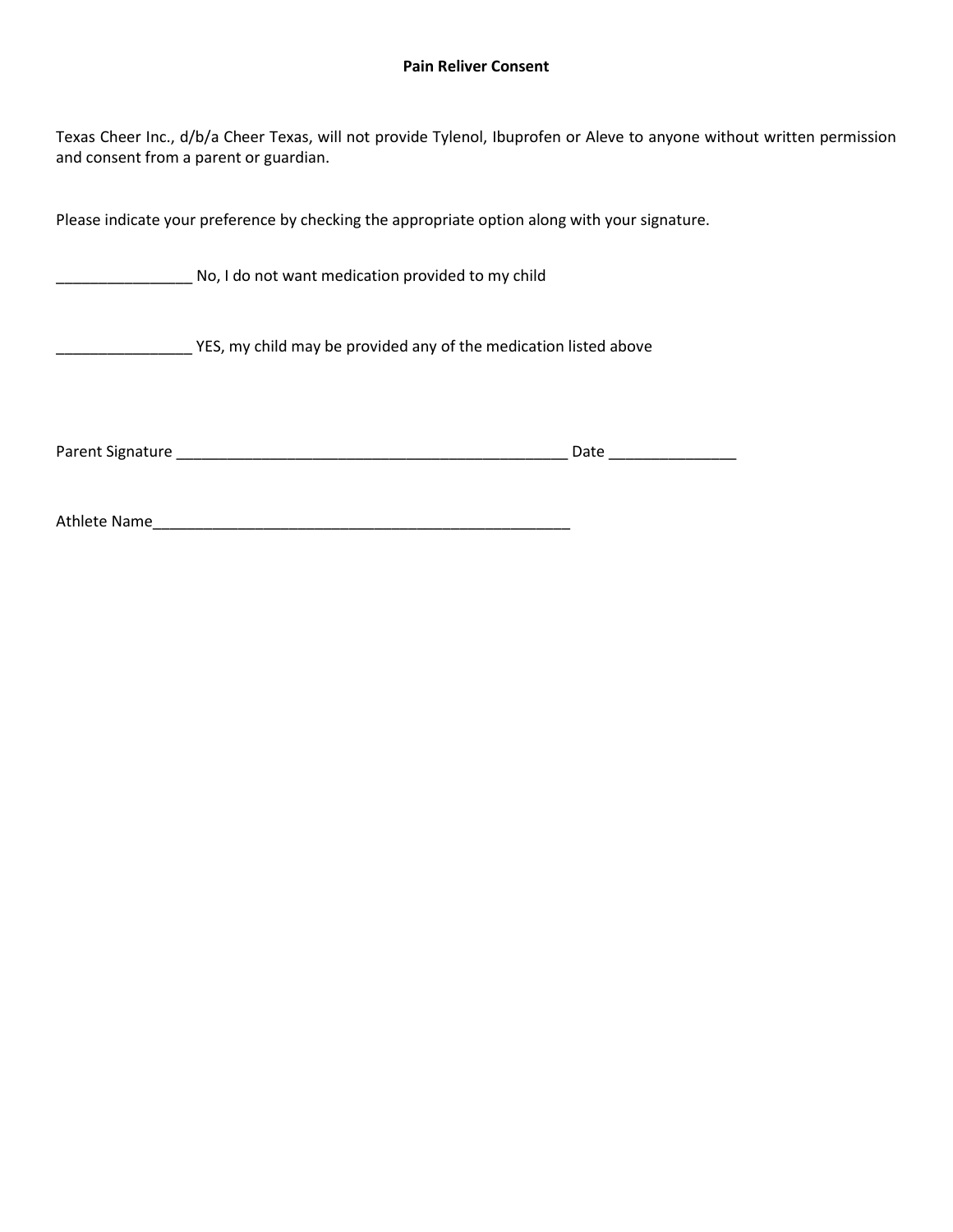**Pain Reliver Consent**

Texas Cheer Inc., d/b/a Cheer Texas, will not provide Tylenol, Ibuprofen or Aleve to anyone without written permission and consent from a parent or guardian.

Please indicate your preference by checking the appropriate option along with your signature.

________________ No, I do not want medication provided to my child

________________ YES, my child may be provided any of the medication listed above

Parent Signature ________________________________________________ Date _______________

Athlete Name____________________________________________________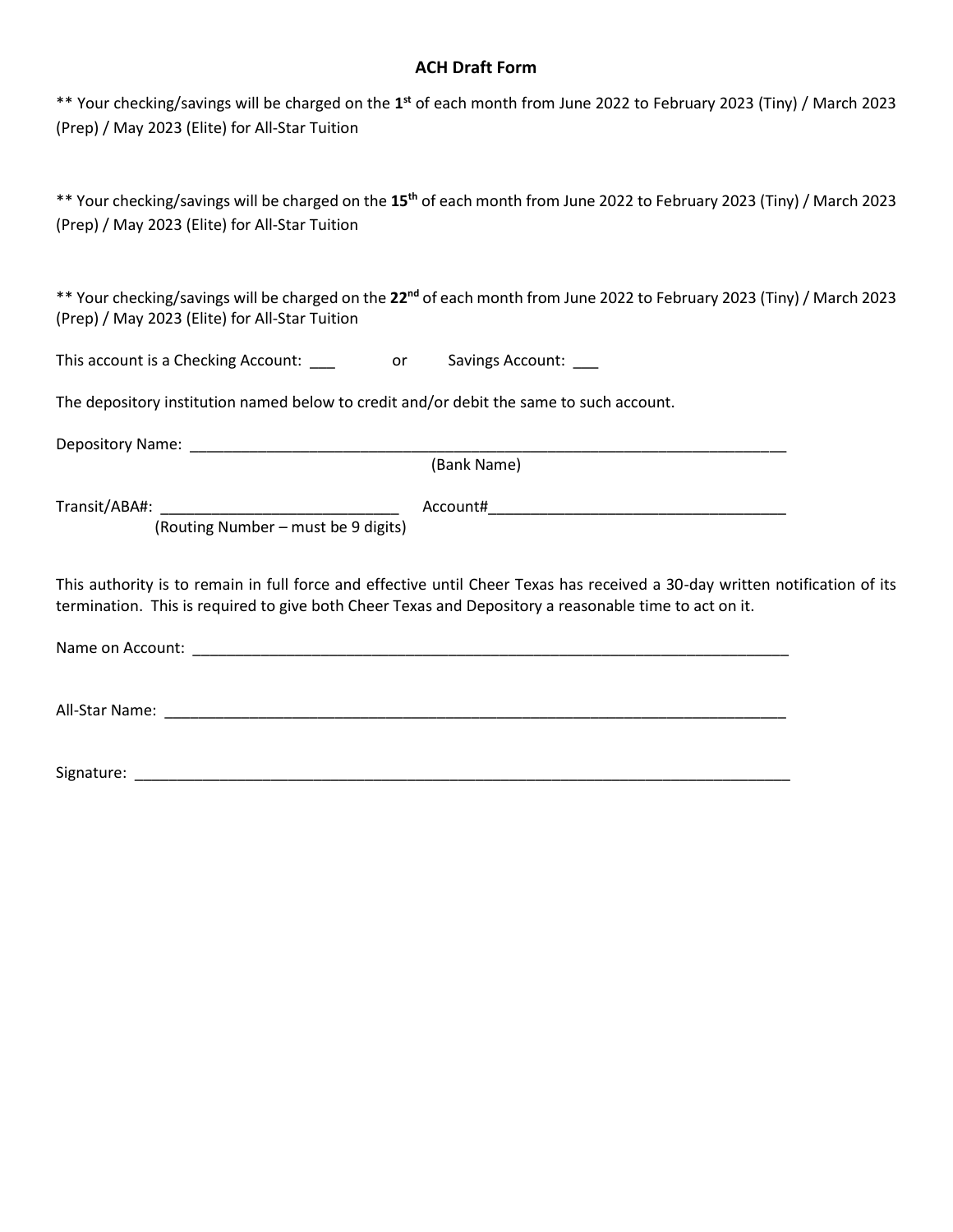## ACH Draft Form

** Your checking/savings will be charged on the **1st** of each month from June 2022 to February 2023 (Tiny) / March 2023 (Prep) / May 2023 (Elite) for All-Star Tuition

** Your checking/savings will be charged on the **15th** of each month from June 2022 to February 2023 (Tiny) / March 2023 (Prep) / May 2023 (Elite) for All-Star Tuition

** Your checking/savings will be charged on the **22nd** of each month from June 2022 to February 2023 (Tiny) / March 2023 (Prep) / May 2023 (Elite) for All-Star Tuition

This account is a Checking Account: ___ or Savings Account: ___

The depository institution named below to credit and/or debit the same to such account.

Depository Name: ___________________________________________________________________________
(Bank Name)

Transit/ABA#: ____________________________ Account#___________________________________
(Routing Number – must be 9 digits)

This authority is to remain in full force and effective until Cheer Texas has received a 30-day written notification of its termination. This is required to give both Cheer Texas and Depository a reasonable time to act on it.

Name on Account: ___________________________________________________________________________

All-Star Name: ______________________________________________________________________________

Signature: __________________________________________________________________________________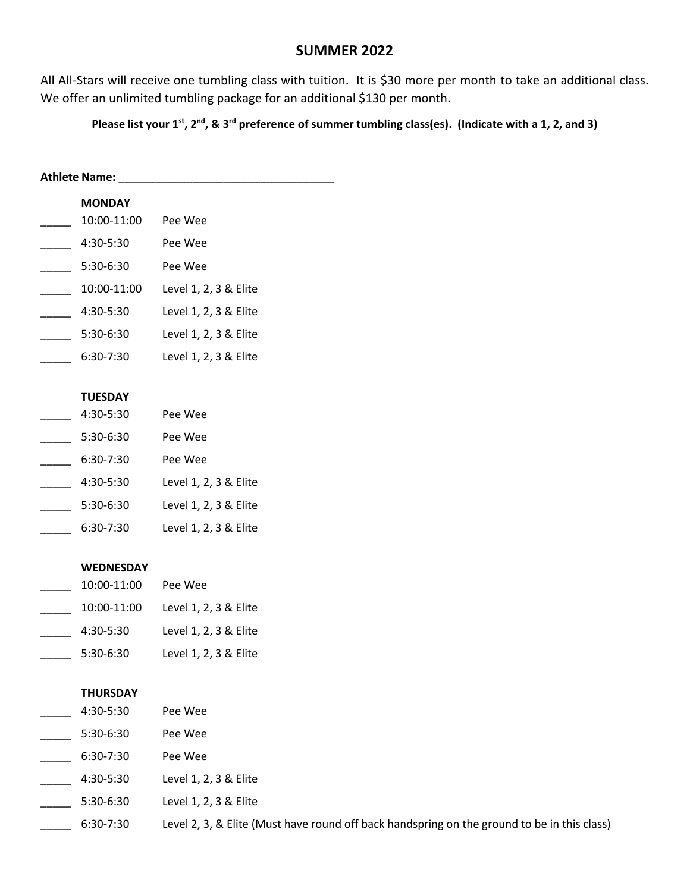# SUMMER 2022

All All-Stars will receive one tumbling class with tuition. It is $30 more per month to take an additional class. We offer an unlimited tumbling package for an additional $130 per month.

**Please list your 1st, 2nd, & 3rd preference of summer tumbling class(es). (Indicate with a 1, 2, and 3)**

**Athlete Name:** ___________________________________

**MONDAY**

_____ 10:00-11:00 Pee Wee

_____ 4:30-5:30 Pee Wee

_____ 5:30-6:30 Pee Wee

_____ 10:00-11:00 Level 1, 2, 3 & Elite

_____ 4:30-5:30 Level 1, 2, 3 & Elite

_____ 5:30-6:30 Level 1, 2, 3 & Elite

_____ 6:30-7:30 Level 1, 2, 3 & Elite

**TUESDAY**

_____ 4:30-5:30 Pee Wee

_____ 5:30-6:30 Pee Wee

_____ 6:30-7:30 Pee Wee

_____ 4:30-5:30 Level 1, 2, 3 & Elite

_____ 5:30-6:30 Level 1, 2, 3 & Elite

_____ 6:30-7:30 Level 1, 2, 3 & Elite

**WEDNESDAY**

_____ 10:00-11:00 Pee Wee

_____ 10:00-11:00 Level 1, 2, 3 & Elite

_____ 4:30-5:30 Level 1, 2, 3 & Elite

_____ 5:30-6:30 Level 1, 2, 3 & Elite

**THURSDAY**

_____ 4:30-5:30 Pee Wee

_____ 5:30-6:30 Pee Wee

_____ 6:30-7:30 Pee Wee

_____ 4:30-5:30 Level 1, 2, 3 & Elite

_____ 5:30-6:30 Level 1, 2, 3 & Elite

_____ 6:30-7:30 Level 2, 3, & Elite (Must have round off back handspring on the ground to be in this class)